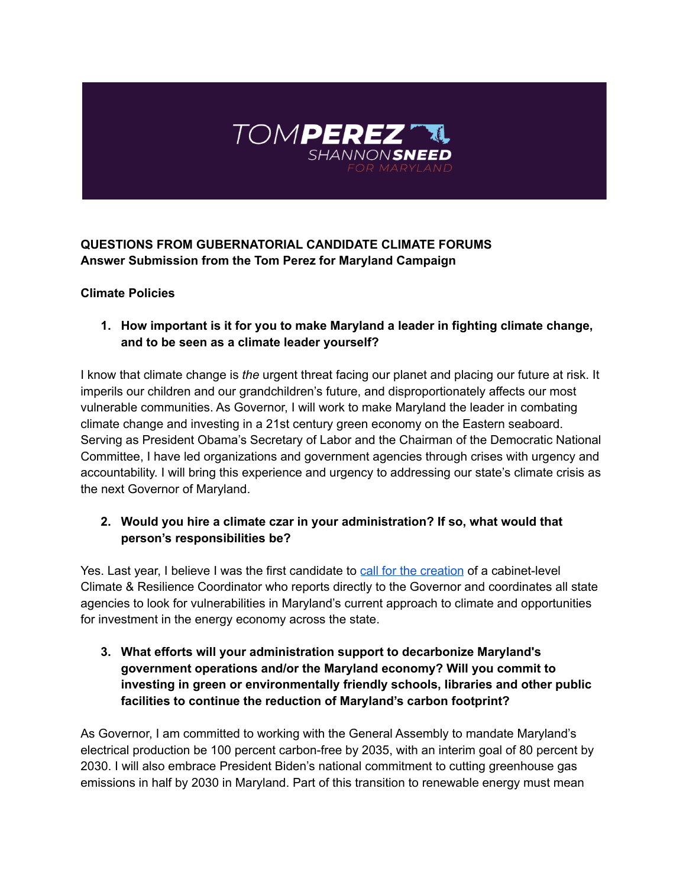TOM**PEREZ**
SHANNON**SNEED**
FOR MARYLAND

**QUESTIONS FROM GUBERNATORIAL CANDIDATE CLIMATE FORUMS**
**Answer Submission from the Tom Perez for Maryland Campaign**

**Climate Policies**

1. **How important is it for you to make Maryland a leader in fighting climate change, and to be seen as a climate leader yourself?**

I know that climate change is *the* urgent threat facing our planet and placing our future at risk. It imperils our children and our grandchildren's future, and disproportionately affects our most vulnerable communities. As Governor, I will work to make Maryland the leader in combating climate change and investing in a 21st century green economy on the Eastern seaboard. Serving as President Obama's Secretary of Labor and the Chairman of the Democratic National Committee, I have led organizations and government agencies through crises with urgency and accountability. I will bring this experience and urgency to addressing our state's climate crisis as the next Governor of Maryland.

2. **Would you hire a climate czar in your administration? If so, what would that person's responsibilities be?**

Yes. Last year, I believe I was the first candidate to call for the creation of a cabinet-level Climate & Resilience Coordinator who reports directly to the Governor and coordinates all state agencies to look for vulnerabilities in Maryland's current approach to climate and opportunities for investment in the energy economy across the state.

3. **What efforts will your administration support to decarbonize Maryland's government operations and/or the Maryland economy? Will you commit to investing in green or environmentally friendly schools, libraries and other public facilities to continue the reduction of Maryland's carbon footprint?**

As Governor, I am committed to working with the General Assembly to mandate Maryland's electrical production be 100 percent carbon-free by 2035, with an interim goal of 80 percent by 2030. I will also embrace President Biden's national commitment to cutting greenhouse gas emissions in half by 2030 in Maryland. Part of this transition to renewable energy must mean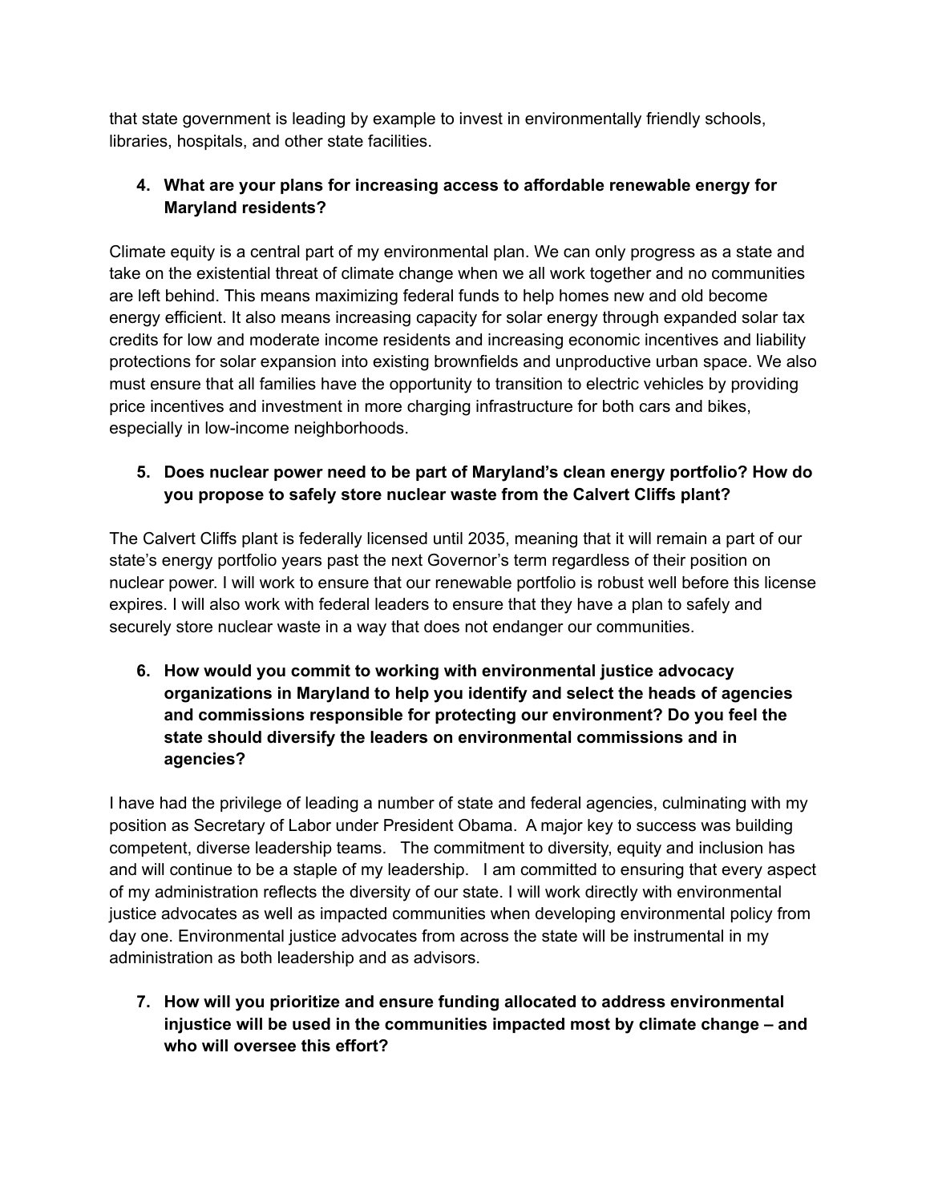that state government is leading by example to invest in environmentally friendly schools, libraries, hospitals, and other state facilities.

4. **What are your plans for increasing access to affordable renewable energy for Maryland residents?**

Climate equity is a central part of my environmental plan. We can only progress as a state and take on the existential threat of climate change when we all work together and no communities are left behind. This means maximizing federal funds to help homes new and old become energy efficient. It also means increasing capacity for solar energy through expanded solar tax credits for low and moderate income residents and increasing economic incentives and liability protections for solar expansion into existing brownfields and unproductive urban space. We also must ensure that all families have the opportunity to transition to electric vehicles by providing price incentives and investment in more charging infrastructure for both cars and bikes, especially in low-income neighborhoods.

5. **Does nuclear power need to be part of Maryland's clean energy portfolio? How do you propose to safely store nuclear waste from the Calvert Cliffs plant?**

The Calvert Cliffs plant is federally licensed until 2035, meaning that it will remain a part of our state's energy portfolio years past the next Governor's term regardless of their position on nuclear power. I will work to ensure that our renewable portfolio is robust well before this license expires. I will also work with federal leaders to ensure that they have a plan to safely and securely store nuclear waste in a way that does not endanger our communities.

6. **How would you commit to working with environmental justice advocacy organizations in Maryland to help you identify and select the heads of agencies and commissions responsible for protecting our environment? Do you feel the state should diversify the leaders on environmental commissions and in agencies?**

I have had the privilege of leading a number of state and federal agencies, culminating with my position as Secretary of Labor under President Obama. A major key to success was building competent, diverse leadership teams. The commitment to diversity, equity and inclusion has and will continue to be a staple of my leadership. I am committed to ensuring that every aspect of my administration reflects the diversity of our state. I will work directly with environmental justice advocates as well as impacted communities when developing environmental policy from day one. Environmental justice advocates from across the state will be instrumental in my administration as both leadership and as advisors.

7. **How will you prioritize and ensure funding allocated to address environmental injustice will be used in the communities impacted most by climate change – and who will oversee this effort?**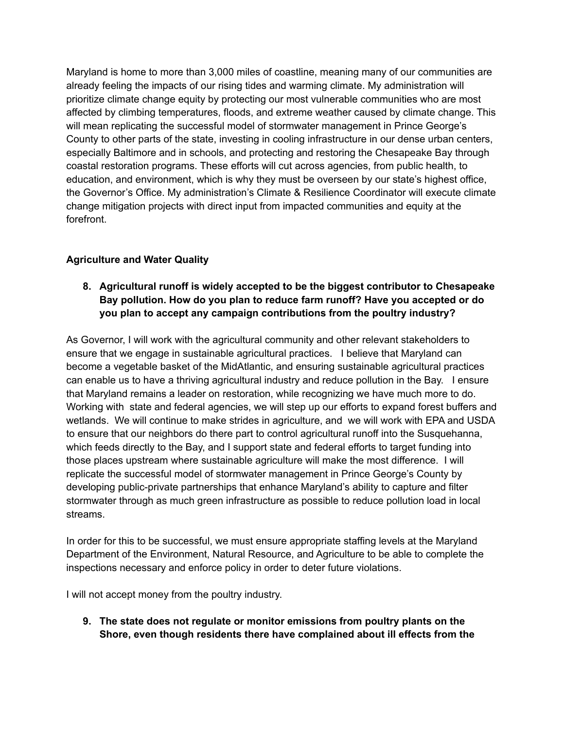Maryland is home to more than 3,000 miles of coastline, meaning many of our communities are already feeling the impacts of our rising tides and warming climate. My administration will prioritize climate change equity by protecting our most vulnerable communities who are most affected by climbing temperatures, floods, and extreme weather caused by climate change. This will mean replicating the successful model of stormwater management in Prince George's County to other parts of the state, investing in cooling infrastructure in our dense urban centers, especially Baltimore and in schools, and protecting and restoring the Chesapeake Bay through coastal restoration programs. These efforts will cut across agencies, from public health, to education, and environment, which is why they must be overseen by our state's highest office, the Governor's Office. My administration's Climate & Resilience Coordinator will execute climate change mitigation projects with direct input from impacted communities and equity at the forefront.

**Agriculture and Water Quality**

8. **Agricultural runoff is widely accepted to be the biggest contributor to Chesapeake Bay pollution. How do you plan to reduce farm runoff? Have you accepted or do you plan to accept any campaign contributions from the poultry industry?**

As Governor, I will work with the agricultural community and other relevant stakeholders to ensure that we engage in sustainable agricultural practices. I believe that Maryland can become a vegetable basket of the MidAtlantic, and ensuring sustainable agricultural practices can enable us to have a thriving agricultural industry and reduce pollution in the Bay. I ensure that Maryland remains a leader on restoration, while recognizing we have much more to do. Working with state and federal agencies, we will step up our efforts to expand forest buffers and wetlands. We will continue to make strides in agriculture, and we will work with EPA and USDA to ensure that our neighbors do there part to control agricultural runoff into the Susquehanna, which feeds directly to the Bay, and I support state and federal efforts to target funding into those places upstream where sustainable agriculture will make the most difference. I will replicate the successful model of stormwater management in Prince George's County by developing public-private partnerships that enhance Maryland's ability to capture and filter stormwater through as much green infrastructure as possible to reduce pollution load in local streams.

In order for this to be successful, we must ensure appropriate staffing levels at the Maryland Department of the Environment, Natural Resource, and Agriculture to be able to complete the inspections necessary and enforce policy in order to deter future violations.

I will not accept money from the poultry industry.

9. **The state does not regulate or monitor emissions from poultry plants on the Shore, even though residents there have complained about ill effects from the**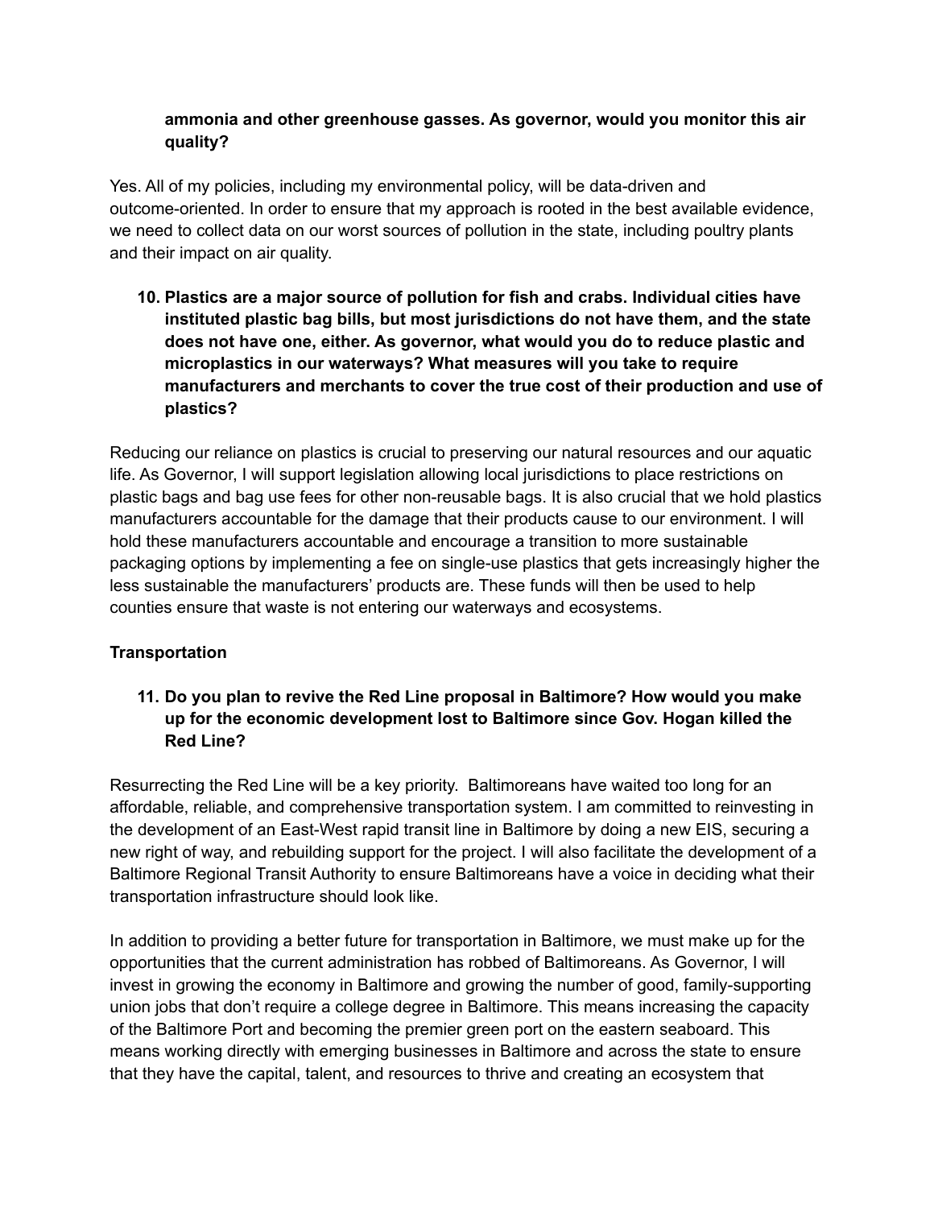**ammonia and other greenhouse gasses. As governor, would you monitor this air quality?**

Yes. All of my policies, including my environmental policy, will be data-driven and outcome-oriented. In order to ensure that my approach is rooted in the best available evidence, we need to collect data on our worst sources of pollution in the state, including poultry plants and their impact on air quality.

10. **Plastics are a major source of pollution for fish and crabs. Individual cities have instituted plastic bag bills, but most jurisdictions do not have them, and the state does not have one, either. As governor, what would you do to reduce plastic and microplastics in our waterways? What measures will you take to require manufacturers and merchants to cover the true cost of their production and use of plastics?**

Reducing our reliance on plastics is crucial to preserving our natural resources and our aquatic life. As Governor, I will support legislation allowing local jurisdictions to place restrictions on plastic bags and bag use fees for other non-reusable bags. It is also crucial that we hold plastics manufacturers accountable for the damage that their products cause to our environment. I will hold these manufacturers accountable and encourage a transition to more sustainable packaging options by implementing a fee on single-use plastics that gets increasingly higher the less sustainable the manufacturers' products are. These funds will then be used to help counties ensure that waste is not entering our waterways and ecosystems.

**Transportation**

11. **Do you plan to revive the Red Line proposal in Baltimore? How would you make up for the economic development lost to Baltimore since Gov. Hogan killed the Red Line?**

Resurrecting the Red Line will be a key priority. Baltimoreans have waited too long for an affordable, reliable, and comprehensive transportation system. I am committed to reinvesting in the development of an East-West rapid transit line in Baltimore by doing a new EIS, securing a new right of way, and rebuilding support for the project. I will also facilitate the development of a Baltimore Regional Transit Authority to ensure Baltimoreans have a voice in deciding what their transportation infrastructure should look like.

In addition to providing a better future for transportation in Baltimore, we must make up for the opportunities that the current administration has robbed of Baltimoreans. As Governor, I will invest in growing the economy in Baltimore and growing the number of good, family-supporting union jobs that don't require a college degree in Baltimore. This means increasing the capacity of the Baltimore Port and becoming the premier green port on the eastern seaboard. This means working directly with emerging businesses in Baltimore and across the state to ensure that they have the capital, talent, and resources to thrive and creating an ecosystem that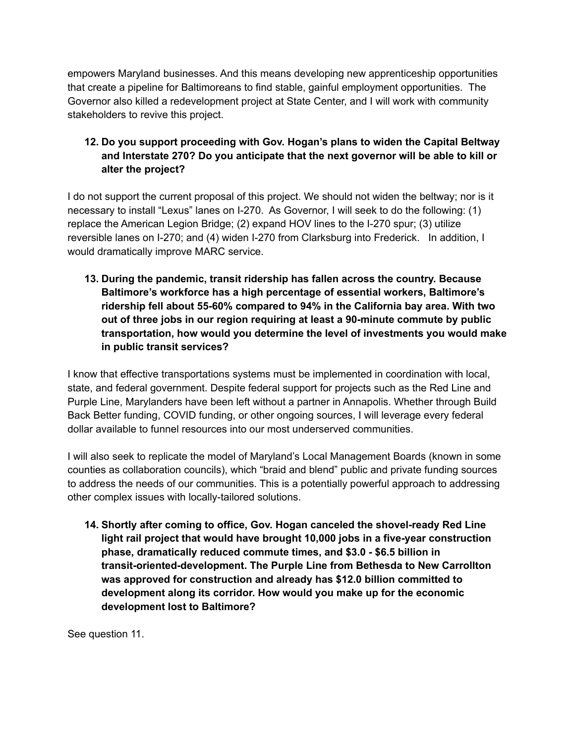empowers Maryland businesses. And this means developing new apprenticeship opportunities that create a pipeline for Baltimoreans to find stable, gainful employment opportunities. The Governor also killed a redevelopment project at State Center, and I will work with community stakeholders to revive this project.

12. **Do you support proceeding with Gov. Hogan's plans to widen the Capital Beltway and Interstate 270? Do you anticipate that the next governor will be able to kill or alter the project?**

I do not support the current proposal of this project. We should not widen the beltway; nor is it necessary to install "Lexus" lanes on I-270. As Governor, I will seek to do the following: (1) replace the American Legion Bridge; (2) expand HOV lines to the I-270 spur; (3) utilize reversible lanes on I-270; and (4) widen I-270 from Clarksburg into Frederick. In addition, I would dramatically improve MARC service.

13. **During the pandemic, transit ridership has fallen across the country. Because Baltimore's workforce has a high percentage of essential workers, Baltimore's ridership fell about 55-60% compared to 94% in the California bay area. With two out of three jobs in our region requiring at least a 90-minute commute by public transportation, how would you determine the level of investments you would make in public transit services?**

I know that effective transportations systems must be implemented in coordination with local, state, and federal government. Despite federal support for projects such as the Red Line and Purple Line, Marylanders have been left without a partner in Annapolis. Whether through Build Back Better funding, COVID funding, or other ongoing sources, I will leverage every federal dollar available to funnel resources into our most underserved communities.

I will also seek to replicate the model of Maryland's Local Management Boards (known in some counties as collaboration councils), which "braid and blend" public and private funding sources to address the needs of our communities. This is a potentially powerful approach to addressing other complex issues with locally-tailored solutions.

14. **Shortly after coming to office, Gov. Hogan canceled the shovel-ready Red Line light rail project that would have brought 10,000 jobs in a five-year construction phase, dramatically reduced commute times, and $3.0 - $6.5 billion in transit-oriented-development. The Purple Line from Bethesda to New Carrollton was approved for construction and already has $12.0 billion committed to development along its corridor. How would you make up for the economic development lost to Baltimore?**

See question 11.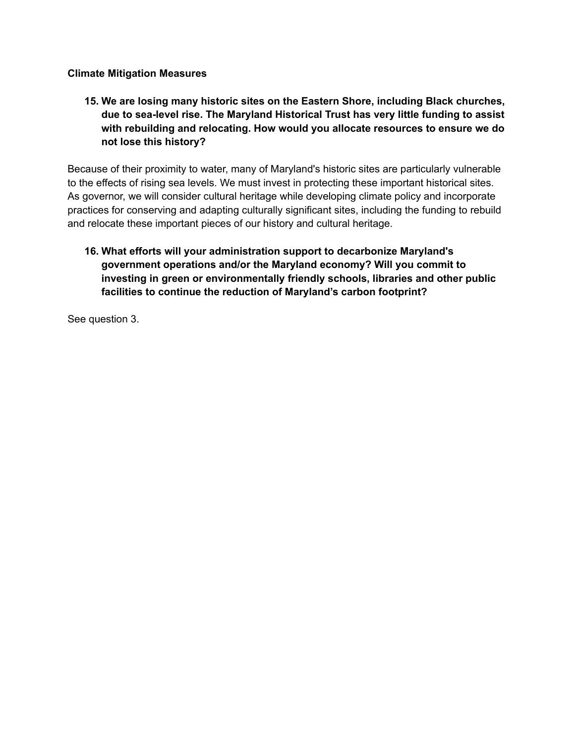**Climate Mitigation Measures**

15. **We are losing many historic sites on the Eastern Shore, including Black churches, due to sea-level rise. The Maryland Historical Trust has very little funding to assist with rebuilding and relocating. How would you allocate resources to ensure we do not lose this history?**

Because of their proximity to water, many of Maryland's historic sites are particularly vulnerable to the effects of rising sea levels. We must invest in protecting these important historical sites. As governor, we will consider cultural heritage while developing climate policy and incorporate practices for conserving and adapting culturally significant sites, including the funding to rebuild and relocate these important pieces of our history and cultural heritage.

16. **What efforts will your administration support to decarbonize Maryland's government operations and/or the Maryland economy? Will you commit to investing in green or environmentally friendly schools, libraries and other public facilities to continue the reduction of Maryland's carbon footprint?**

See question 3.